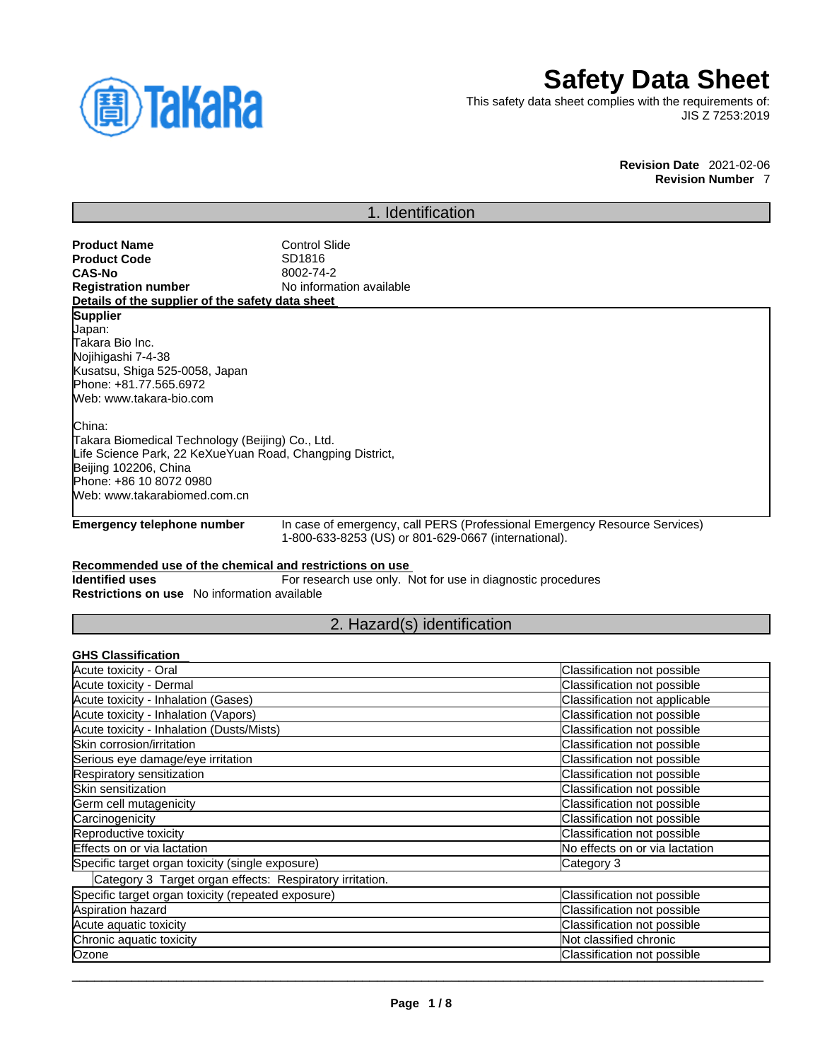# Safety Data Sheet

This safety data sheet complies with the requirements of:
JIS Z 7253:2019

**Revision Date** 2021-02-06
**Revision Number** 7

## 1. Identification

**Product Name** Control Slide
**Product Code** SD1816
**CAS-No** 8002-74-2
**Registration number** No information available

**Details of the supplier of the safety data sheet**

**Supplier**
Japan:
Takara Bio Inc.
Nojihigashi 7-4-38
Kusatsu, Shiga 525-0058, Japan
Phone: +81.77.565.6972
Web: www.takara-bio.com

China:
Takara Biomedical Technology (Beijing) Co., Ltd.
Life Science Park, 22 KeXueYuan Road, Changping District,
Beijing 102206, China
Phone: +86 10 8072 0980
Web: www.takarabiomed.com.cn

**Emergency telephone number** In case of emergency, call PERS (Professional Emergency Resource Services) 1-800-633-8253 (US) or 801-629-0667 (international).

**Recommended use of the chemical and restrictions on use**

**Identified uses** For research use only. Not for use in diagnostic procedures
**Restrictions on use** No information available

## 2. Hazard(s) identification

**GHS Classification**

| | |
|---|---|
| Acute toxicity - Oral | Classification not possible |
| Acute toxicity - Dermal | Classification not possible |
| Acute toxicity - Inhalation (Gases) | Classification not applicable |
| Acute toxicity - Inhalation (Vapors) | Classification not possible |
| Acute toxicity - Inhalation (Dusts/Mists) | Classification not possible |
| Skin corrosion/irritation | Classification not possible |
| Serious eye damage/eye irritation | Classification not possible |
| Respiratory sensitization | Classification not possible |
| Skin sensitization | Classification not possible |
| Germ cell mutagenicity | Classification not possible |
| Carcinogenicity | Classification not possible |
| Reproductive toxicity | Classification not possible |
| Effects on or via lactation | No effects on or via lactation |
| Specific target organ toxicity (single exposure) | Category 3 |
| Category 3 Target organ effects: Respiratory irritation. | |
| Specific target organ toxicity (repeated exposure) | Classification not possible |
| Aspiration hazard | Classification not possible |
| Acute aquatic toxicity | Classification not possible |
| Chronic aquatic toxicity | Not classified chronic |
| Ozone | Classification not possible |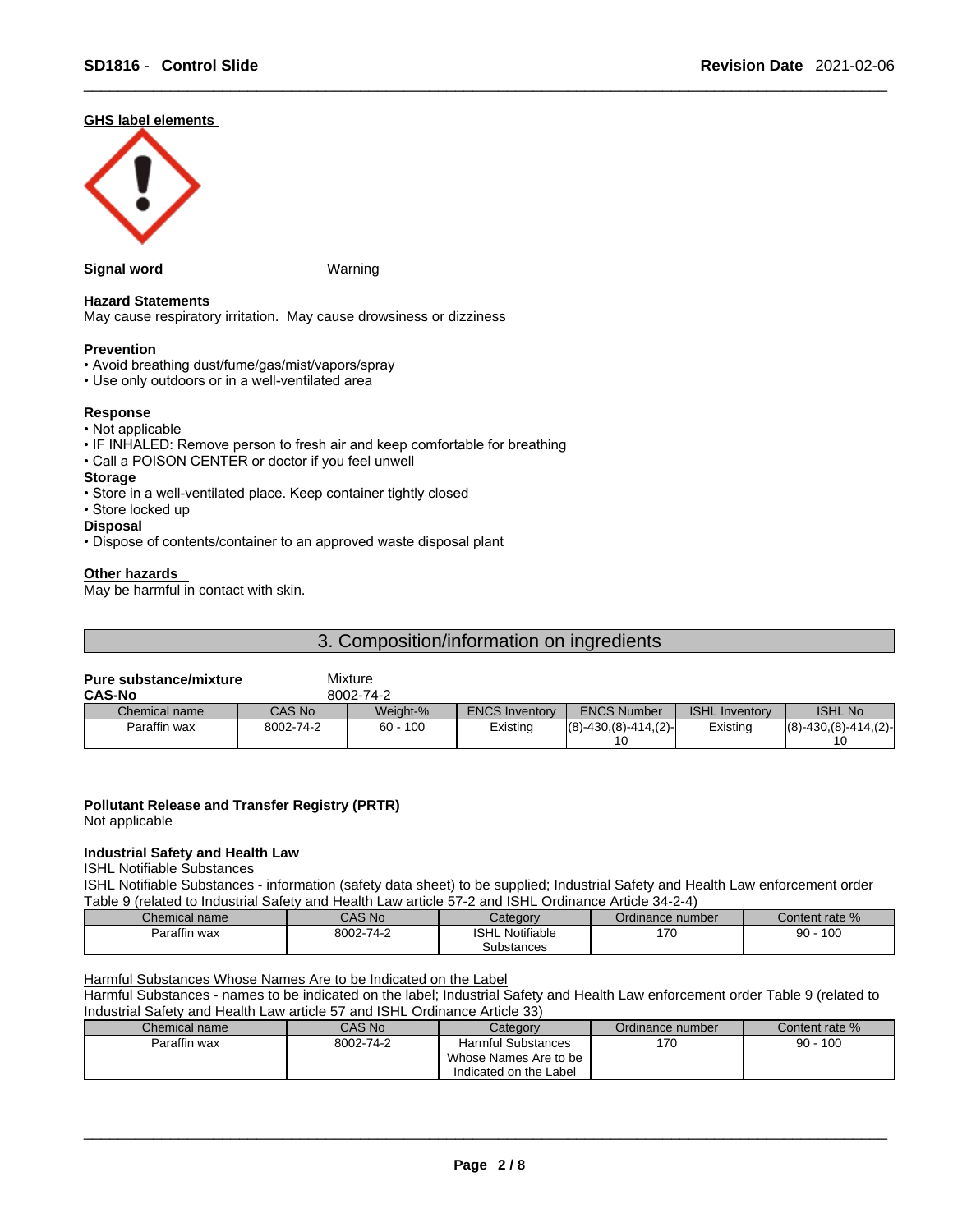**GHS label elements**

**Signal word** Warning

**Hazard Statements**

May cause respiratory irritation. May cause drowsiness or dizziness

**Prevention**

- Avoid breathing dust/fume/gas/mist/vapors/spray
- Use only outdoors or in a well-ventilated area

**Response**

- Not applicable
- IF INHALED: Remove person to fresh air and keep comfortable for breathing
- Call a POISON CENTER or doctor if you feel unwell

**Storage**

- Store in a well-ventilated place. Keep container tightly closed
- Store locked up

**Disposal**

- Dispose of contents/container to an approved waste disposal plant

**Other hazards**

May be harmful in contact with skin.

## 3. Composition/information on ingredients

**Pure substance/mixture** Mixture

**CAS-No** 8002-74-2

| Chemical name | CAS No | Weight-% | ENCS Inventory | ENCS Number | ISHL Inventory | ISHL No |
|---|---|---|---|---|---|---|
| Paraffin wax | 8002-74-2 | 60 - 100 | Existing | (8)-430,(8)-414,(2)-10 | Existing | (8)-430,(8)-414,(2)-10 |

**Pollutant Release and Transfer Registry (PRTR)**

Not applicable

**Industrial Safety and Health Law**

ISHL Notifiable Substances

ISHL Notifiable Substances - information (safety data sheet) to be supplied; Industrial Safety and Health Law enforcement order Table 9 (related to Industrial Safety and Health Law article 57-2 and ISHL Ordinance Article 34-2-4)

| Chemical name | CAS No | Category | Ordinance number | Content rate % |
|---|---|---|---|---|
| Paraffin wax | 8002-74-2 | ISHL Notifiable Substances | 170 | 90 - 100 |

Harmful Substances Whose Names Are to be Indicated on the Label

Harmful Substances - names to be indicated on the label; Industrial Safety and Health Law enforcement order Table 9 (related to Industrial Safety and Health Law article 57 and ISHL Ordinance Article 33)

| Chemical name | CAS No | Category | Ordinance number | Content rate % |
|---|---|---|---|---|
| Paraffin wax | 8002-74-2 | Harmful Substances Whose Names Are to be Indicated on the Label | 170 | 90 - 100 |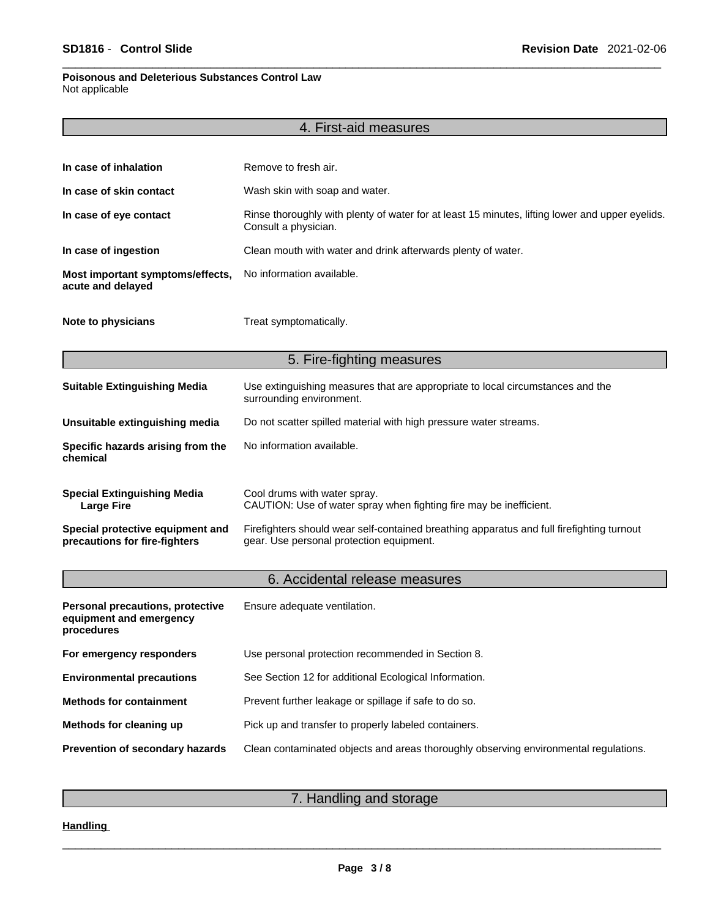**Poisonous and Deleterious Substances Control Law**
Not applicable

## 4. First-aid measures

| | |
|---|---|
| **In case of inhalation** | Remove to fresh air. |
| **In case of skin contact** | Wash skin with soap and water. |
| **In case of eye contact** | Rinse thoroughly with plenty of water for at least 15 minutes, lifting lower and upper eyelids. Consult a physician. |
| **In case of ingestion** | Clean mouth with water and drink afterwards plenty of water. |
| **Most important symptoms/effects, acute and delayed** | No information available. |
| **Note to physicians** | Treat symptomatically. |

## 5. Fire-fighting measures

| | |
|---|---|
| **Suitable Extinguishing Media** | Use extinguishing measures that are appropriate to local circumstances and the surrounding environment. |
| **Unsuitable extinguishing media** | Do not scatter spilled material with high pressure water streams. |
| **Specific hazards arising from the chemical** | No information available. |
| **Special Extinguishing Media**<br>**Large Fire** | Cool drums with water spray.<br>CAUTION: Use of water spray when fighting fire may be inefficient. |
| **Special protective equipment and precautions for fire-fighters** | Firefighters should wear self-contained breathing apparatus and full firefighting turnout gear. Use personal protection equipment. |

## 6. Accidental release measures

| | |
|---|---|
| **Personal precautions, protective equipment and emergency procedures** | Ensure adequate ventilation. |
| **For emergency responders** | Use personal protection recommended in Section 8. |
| **Environmental precautions** | See Section 12 for additional Ecological Information. |
| **Methods for containment** | Prevent further leakage or spillage if safe to do so. |
| **Methods for cleaning up** | Pick up and transfer to properly labeled containers. |
| **Prevention of secondary hazards** | Clean contaminated objects and areas thoroughly observing environmental regulations. |

## 7. Handling and storage

**Handling**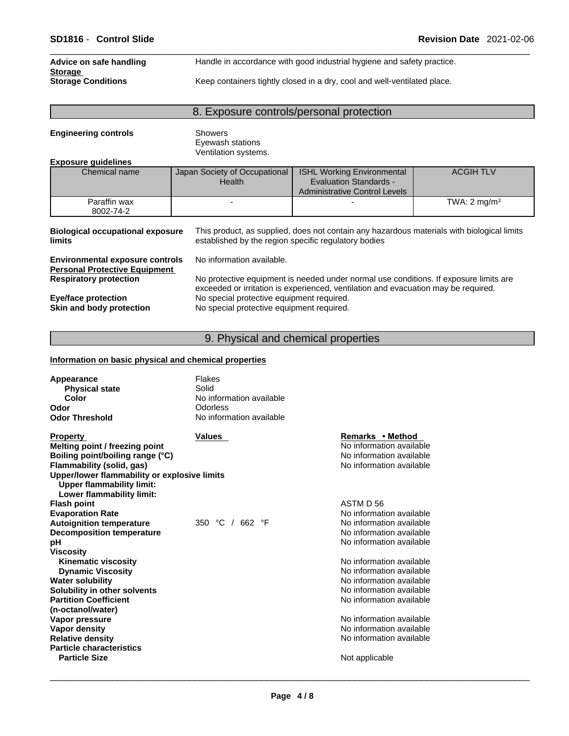| | |
|---|---|
| **Advice on safe handling** | Handle in accordance with good industrial hygiene and safety practice. |

**Storage**

| | |
|---|---|
| **Storage Conditions** | Keep containers tightly closed in a dry, cool and well-ventilated place. |

## 8. Exposure controls/personal protection

**Engineering controls**

Showers
Eyewash stations
Ventilation systems.

**Exposure guidelines**

| Chemical name | Japan Society of Occupational Health | ISHL Working Environmental Evaluation Standards - Administrative Control Levels | ACGIH TLV |
|---|---|---|---|
| Paraffin wax 8002-74-2 | - | - | TWA: 2 mg/m³ |

| | |
|---|---|
| **Biological occupational exposure limits** | This product, as supplied, does not contain any hazardous materials with biological limits established by the region specific regulatory bodies |
| **Environmental exposure controls** | No information available. |

**Personal Protective Equipment**

| | |
|---|---|
| **Respiratory protection** | No protective equipment is needed under normal use conditions. If exposure limits are exceeded or irritation is experienced, ventilation and evacuation may be required. |
| **Eye/face protection** | No special protective equipment required. |
| **Skin and body protection** | No special protective equipment required. |

## 9. Physical and chemical properties

**Information on basic physical and chemical properties**

| | |
|---|---|
| **Appearance** | Flakes |
| **Physical state** | Solid |
| **Color** | No information available |
| **Odor** | Odorless |
| **Odor Threshold** | No information available |

| Property | Values | Remarks • Method |
|---|---|---|
| **Melting point / freezing point** | | No information available |
| **Boiling point/boiling range (°C)** | | No information available |
| **Flammability (solid, gas)** | | No information available |
| **Upper/lower flammability or explosive limits** | | |
| **Upper flammability limit:** | | |
| **Lower flammability limit:** | | |
| **Flash point** | | ASTM D 56 |
| **Evaporation Rate** | | No information available |
| **Autoignition temperature** | 350 °C / 662 °F | No information available |
| **Decomposition temperature** | | No information available |
| **pH** | | No information available |
| **Viscosity** | | |
| **Kinematic viscosity** | | No information available |
| **Dynamic Viscosity** | | No information available |
| **Water solubility** | | No information available |
| **Solubility in other solvents** | | No information available |
| **Partition Coefficient (n-octanol/water)** | | No information available |
| **Vapor pressure** | | No information available |
| **Vapor density** | | No information available |
| **Relative density** | | No information available |
| **Particle characteristics** | | |
| **Particle Size** | | Not applicable |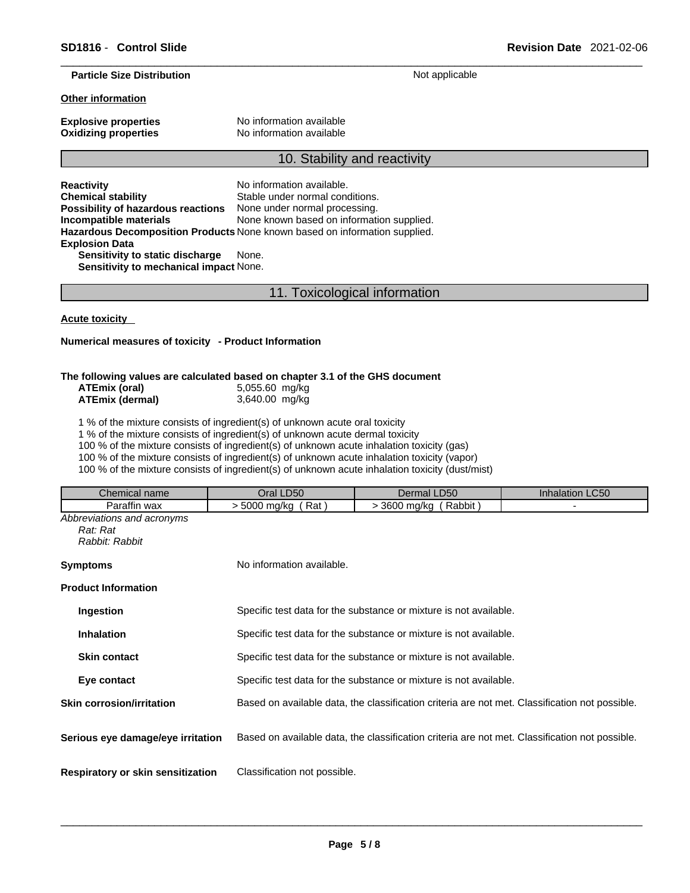**Particle Size Distribution** Not applicable

**Other information**

**Explosive properties** No information available
**Oxidizing properties** No information available

## 10. Stability and reactivity

**Reactivity** No information available.
**Chemical stability** Stable under normal conditions.
**Possibility of hazardous reactions** None under normal processing.
**Incompatible materials** None known based on information supplied.
**Hazardous Decomposition Products** None known based on information supplied.
**Explosion Data**
**Sensitivity to static discharge** None.
**Sensitivity to mechanical impact** None.

## 11. Toxicological information

**Acute toxicity**

**Numerical measures of toxicity - Product Information**

**The following values are calculated based on chapter 3.1 of the GHS document**
**ATEmix (oral)** 5,055.60 mg/kg
**ATEmix (dermal)** 3,640.00 mg/kg

1 % of the mixture consists of ingredient(s) of unknown acute oral toxicity
1 % of the mixture consists of ingredient(s) of unknown acute dermal toxicity
100 % of the mixture consists of ingredient(s) of unknown acute inhalation toxicity (gas)
100 % of the mixture consists of ingredient(s) of unknown acute inhalation toxicity (vapor)
100 % of the mixture consists of ingredient(s) of unknown acute inhalation toxicity (dust/mist)

| Chemical name | Oral LD50 | Dermal LD50 | Inhalation LC50 |
|---|---|---|---|
| Paraffin wax | > 5000 mg/kg ( Rat ) | > 3600 mg/kg ( Rabbit ) | - |

*Abbreviations and acronyms*
*Rat: Rat*
*Rabbit: Rabbit*

**Symptoms** No information available.

**Product Information**

**Ingestion** Specific test data for the substance or mixture is not available.

**Inhalation** Specific test data for the substance or mixture is not available.

**Skin contact** Specific test data for the substance or mixture is not available.

**Eye contact** Specific test data for the substance or mixture is not available.

**Skin corrosion/irritation** Based on available data, the classification criteria are not met. Classification not possible.

**Serious eye damage/eye irritation** Based on available data, the classification criteria are not met. Classification not possible.

**Respiratory or skin sensitization** Classification not possible.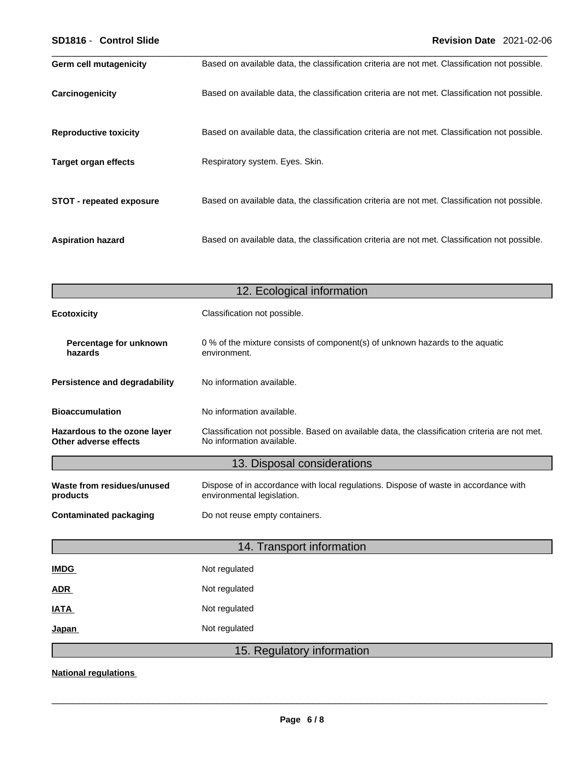**Germ cell mutagenicity** Based on available data, the classification criteria are not met. Classification not possible.

**Carcinogenicity** Based on available data, the classification criteria are not met. Classification not possible.

**Reproductive toxicity** Based on available data, the classification criteria are not met. Classification not possible.

**Target organ effects** Respiratory system. Eyes. Skin.

**STOT - repeated exposure** Based on available data, the classification criteria are not met. Classification not possible.

**Aspiration hazard** Based on available data, the classification criteria are not met. Classification not possible.

## 12. Ecological information

**Ecotoxicity** Classification not possible.

**Percentage for unknown hazards** 0 % of the mixture consists of component(s) of unknown hazards to the aquatic environment.

**Persistence and degradability** No information available.

**Bioaccumulation** No information available.

**Hazardous to the ozone layer** Classification not possible. Based on available data, the classification criteria are not met.

**Other adverse effects** No information available.

## 13. Disposal considerations

**Waste from residues/unused products** Dispose of in accordance with local regulations. Dispose of waste in accordance with environmental legislation.

**Contaminated packaging** Do not reuse empty containers.

## 14. Transport information

**IMDG** Not regulated

**ADR** Not regulated

**IATA** Not regulated

**Japan** Not regulated

## 15. Regulatory information

**National regulations**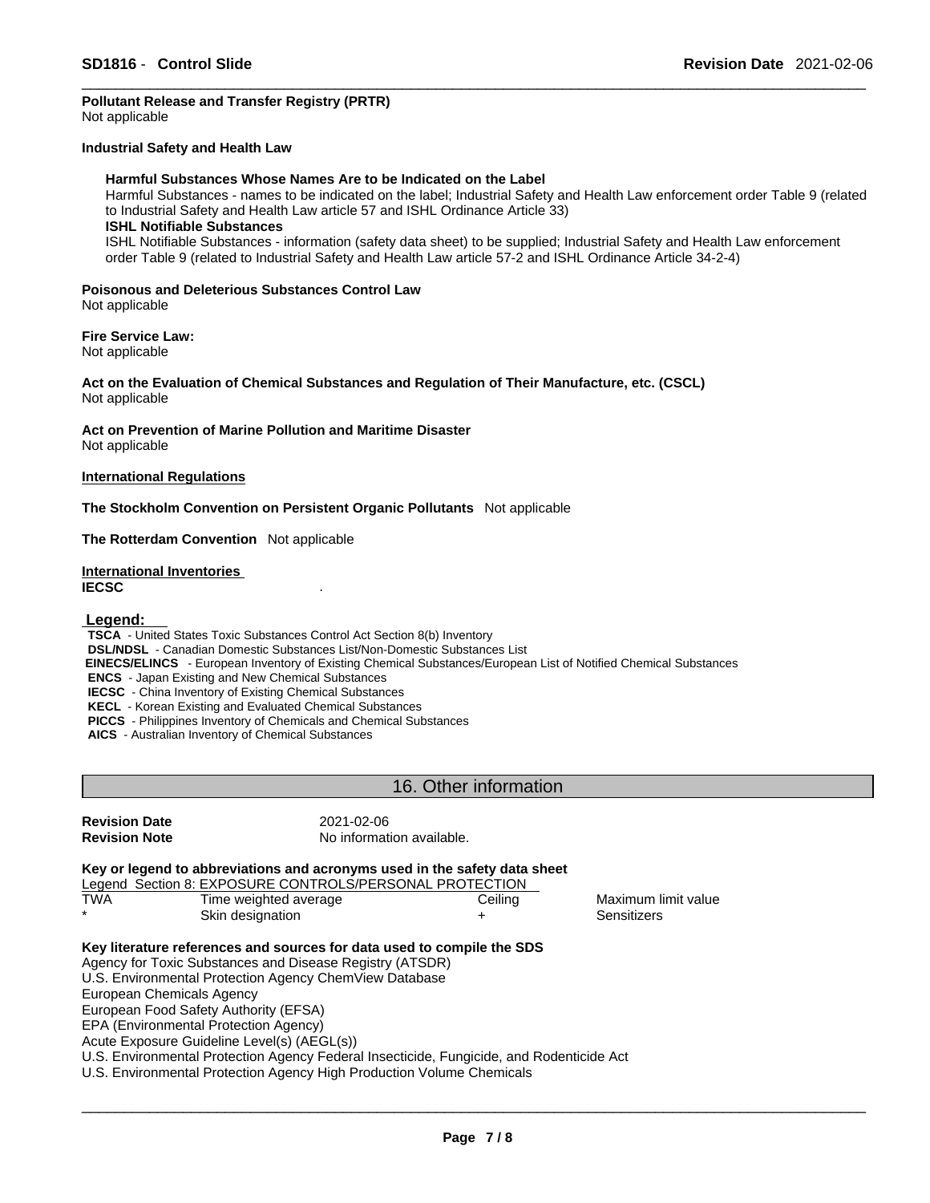**Pollutant Release and Transfer Registry (PRTR)**
Not applicable

**Industrial Safety and Health Law**

**Harmful Substances Whose Names Are to be Indicated on the Label**
Harmful Substances - names to be indicated on the label; Industrial Safety and Health Law enforcement order Table 9 (related to Industrial Safety and Health Law article 57 and ISHL Ordinance Article 33)
**ISHL Notifiable Substances**
ISHL Notifiable Substances - information (safety data sheet) to be supplied; Industrial Safety and Health Law enforcement order Table 9 (related to Industrial Safety and Health Law article 57-2 and ISHL Ordinance Article 34-2-4)

**Poisonous and Deleterious Substances Control Law**
Not applicable

**Fire Service Law:**
Not applicable

**Act on the Evaluation of Chemical Substances and Regulation of Their Manufacture, etc. (CSCL)**
Not applicable

**Act on Prevention of Marine Pollution and Maritime Disaster**
Not applicable

**International Regulations**

**The Stockholm Convention on Persistent Organic Pollutants** Not applicable

**The Rotterdam Convention** Not applicable

**International Inventories**
**IECSC** .

**Legend:**
**TSCA** - United States Toxic Substances Control Act Section 8(b) Inventory
**DSL/NDSL** - Canadian Domestic Substances List/Non-Domestic Substances List
**EINECS/ELINCS** - European Inventory of Existing Chemical Substances/European List of Notified Chemical Substances
**ENCS** - Japan Existing and New Chemical Substances
**IECSC** - China Inventory of Existing Chemical Substances
**KECL** - Korean Existing and Evaluated Chemical Substances
**PICCS** - Philippines Inventory of Chemicals and Chemical Substances
**AICS** - Australian Inventory of Chemical Substances

## 16. Other information

**Revision Date** 2021-02-06
**Revision Note** No information available.

**Key or legend to abbreviations and acronyms used in the safety data sheet**
Legend Section 8: EXPOSURE CONTROLS/PERSONAL PROTECTION

| | | | |
|---|---|---|---|
| TWA | Time weighted average | Ceiling | Maximum limit value |
| * | Skin designation | + | Sensitizers |

**Key literature references and sources for data used to compile the SDS**
Agency for Toxic Substances and Disease Registry (ATSDR)
U.S. Environmental Protection Agency ChemView Database
European Chemicals Agency
European Food Safety Authority (EFSA)
EPA (Environmental Protection Agency)
Acute Exposure Guideline Level(s) (AEGL(s))
U.S. Environmental Protection Agency Federal Insecticide, Fungicide, and Rodenticide Act
U.S. Environmental Protection Agency High Production Volume Chemicals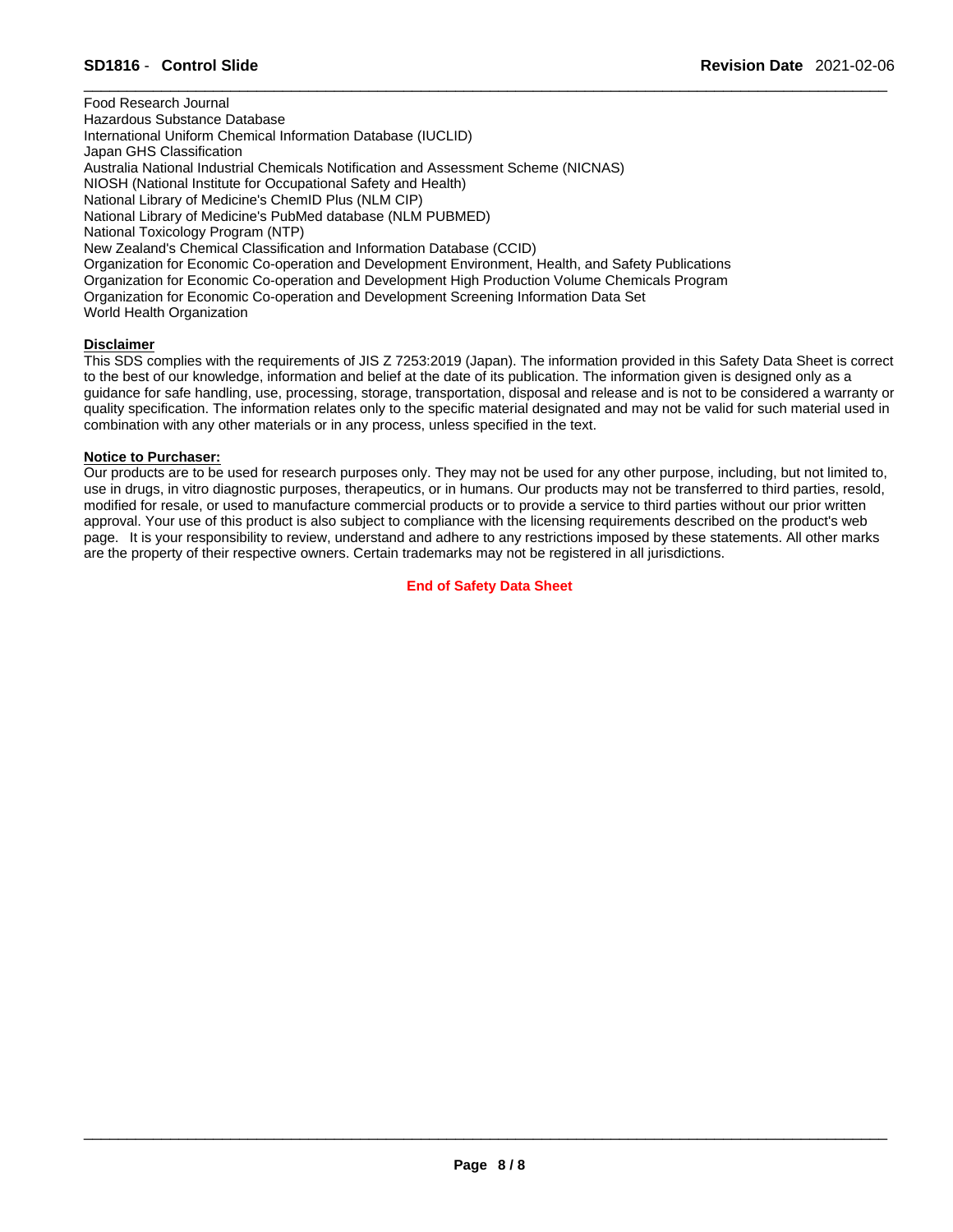Food Research Journal
Hazardous Substance Database
International Uniform Chemical Information Database (IUCLID)
Japan GHS Classification
Australia National Industrial Chemicals Notification and Assessment Scheme (NICNAS)
NIOSH (National Institute for Occupational Safety and Health)
National Library of Medicine's ChemID Plus (NLM CIP)
National Library of Medicine's PubMed database (NLM PUBMED)
National Toxicology Program (NTP)
New Zealand's Chemical Classification and Information Database (CCID)
Organization for Economic Co-operation and Development Environment, Health, and Safety Publications
Organization for Economic Co-operation and Development High Production Volume Chemicals Program
Organization for Economic Co-operation and Development Screening Information Data Set
World Health Organization

**Disclaimer**

This SDS complies with the requirements of JIS Z 7253:2019 (Japan). The information provided in this Safety Data Sheet is correct to the best of our knowledge, information and belief at the date of its publication. The information given is designed only as a guidance for safe handling, use, processing, storage, transportation, disposal and release and is not to be considered a warranty or quality specification. The information relates only to the specific material designated and may not be valid for such material used in combination with any other materials or in any process, unless specified in the text.

**Notice to Purchaser:**

Our products are to be used for research purposes only. They may not be used for any other purpose, including, but not limited to, use in drugs, in vitro diagnostic purposes, therapeutics, or in humans. Our products may not be transferred to third parties, resold, modified for resale, or used to manufacture commercial products or to provide a service to third parties without our prior written approval. Your use of this product is also subject to compliance with the licensing requirements described on the product's web page. It is your responsibility to review, understand and adhere to any restrictions imposed by these statements. All other marks are the property of their respective owners. Certain trademarks may not be registered in all jurisdictions.

**End of Safety Data Sheet**